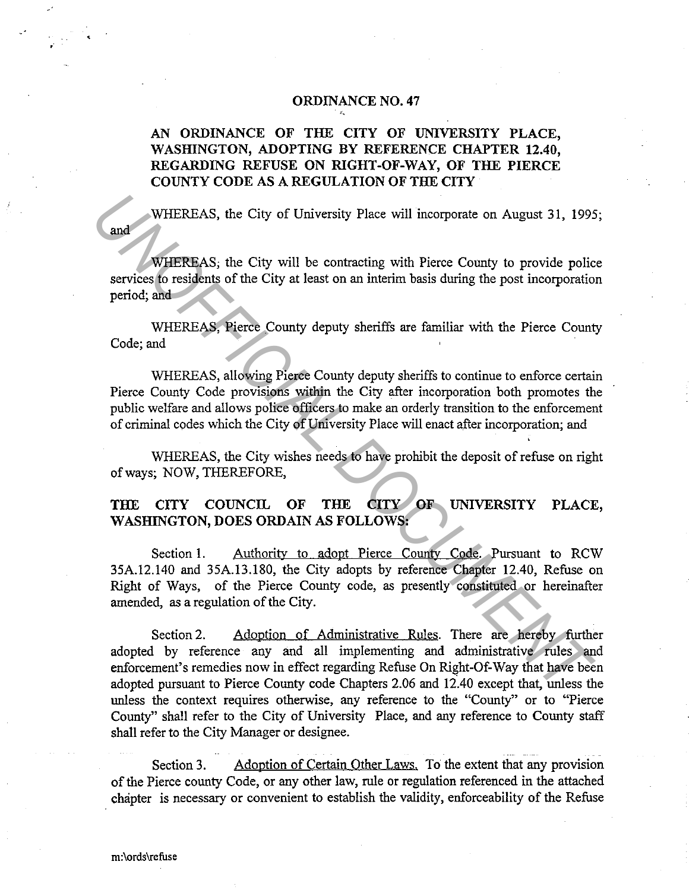# ORDINANCE NO. 47

## AN ORDINANCE OF THE CITY OF UNIVERSITY PLACE, WASHINGTON, ADOPTING BY REFERENCE CHAPTER 12.40, REGARDING REFUSE ON RIGHT-OF-WAY, OF THE PIERCE COUNTY CODE AS A REGULATION OF THE CITY

WHEREAS, the City of University Place will incorporate on August 31, 1995; and

WHEREAS, the City will be contracting with Pierce County to provide police services to residents of the City at least on an interim basis during the post incorporation period; and

WHEREAS, Pierce County deputy sheriffs are familiar with the Pierce County Code; and

WHEREAS, allowing Pierce County deputy sheriffs to continue to enforce certain Pierce County Code provisions within the City after incorporation both promotes the public welfare and allows police officers to make an orderly transition to the enforcement of criminal codes which the City of University Place will enact after incorporation; and

WHEREAS, the City wishes needs to have prohibit the deposit of refuse on right of ways; NOW, THEREFORE,

**THE CITY COUNCIL OF THE CITY OF UNIVERSITY PLACE, WASHINGTON, DOES ORDAIN AS FOLLOWS:**

Section 1. Authority to adopt Pierce County Code. Pursuant to RCW 35A.12.140 and 35A.13.180, the City adopts by reference Chapter 12.40, Refuse on Right of Ways, of the Pierce County code, as presently constituted or hereinafter amended, as a regulation of the City.

Section 2. Adoption of Administrative Rules. There are hereby further adopted by reference any and all implementing and administrative rules and enforcement's remedies now in effect regarding Refuse On Right-Of-Way that have been adopted pursuant to Pierce County code Chapters 2.06 and 12.40 except that, unless the unless the context requires otherwise, any reference to the "County" or to "Pierce County" shall refer to the City of University Place, and any reference to County staff shall refer to the City Manager or designee.

Section 3. Adoption of Certain Other Laws. To the extent that any provision of the Pierce county Code, or any other law, rule or regulation referenced in the attached chapter is necessary or convenient to establish the validity, enforceability of the Refuse

m:\ords\refuse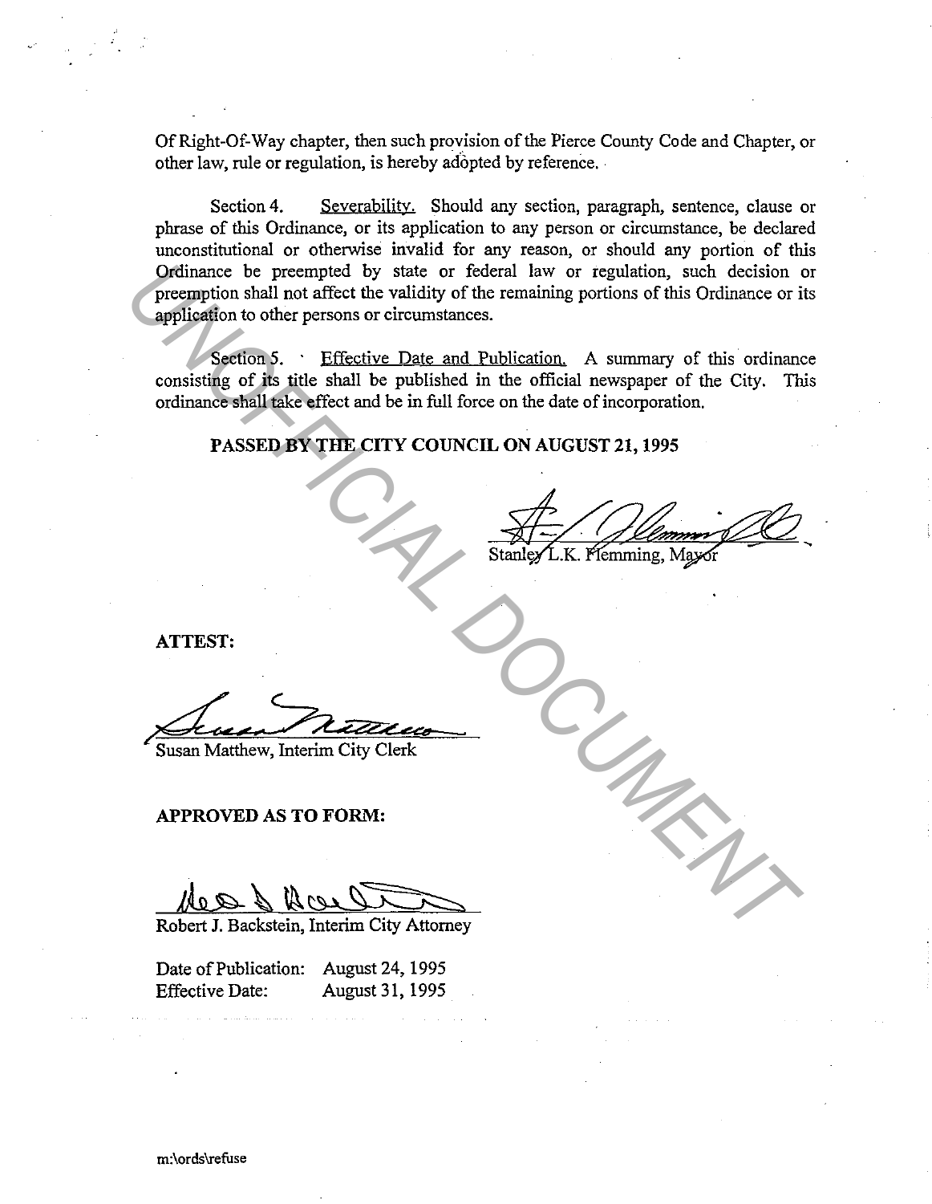Of Right-Of-Way chapter, then such provision of the Pierce County Code and Chapter, or other law, rule or regulation, is hereby adopted by reference.

Section 4. Severability. Should any section, paragraph, sentence, clause or phrase of this Ordinance, or its application to any person or circumstance, be declared unconstitutional or otherwise invalid for any reason, or should any portion of this Ordinance be preempted by state or federal law or regulation, such decision or preemption shall not affect the validity of the remaining portions of this Ordinance or its application to other persons or circumstances.

Section 5. Effective Date and Publication. A summary of this ordinance consisting of its title shall be published in the official newspaper of the City. This ordinance shall take effect and be in full force on the date of incorporation.

**PASSED BY THE CITY COUNCIL ON AUGUST 21, 1995**

Stanley L.K. Flemming, Mayor

**ATTEST:**

Susan Matthew, Interim City Clerk

**APPROVED AS TO FORM:**

Robert J. Backstein, Interim City Attorney

Date of Publication: August 24, 1995
Effective Date: August 31, 1995

m:\ords\refuse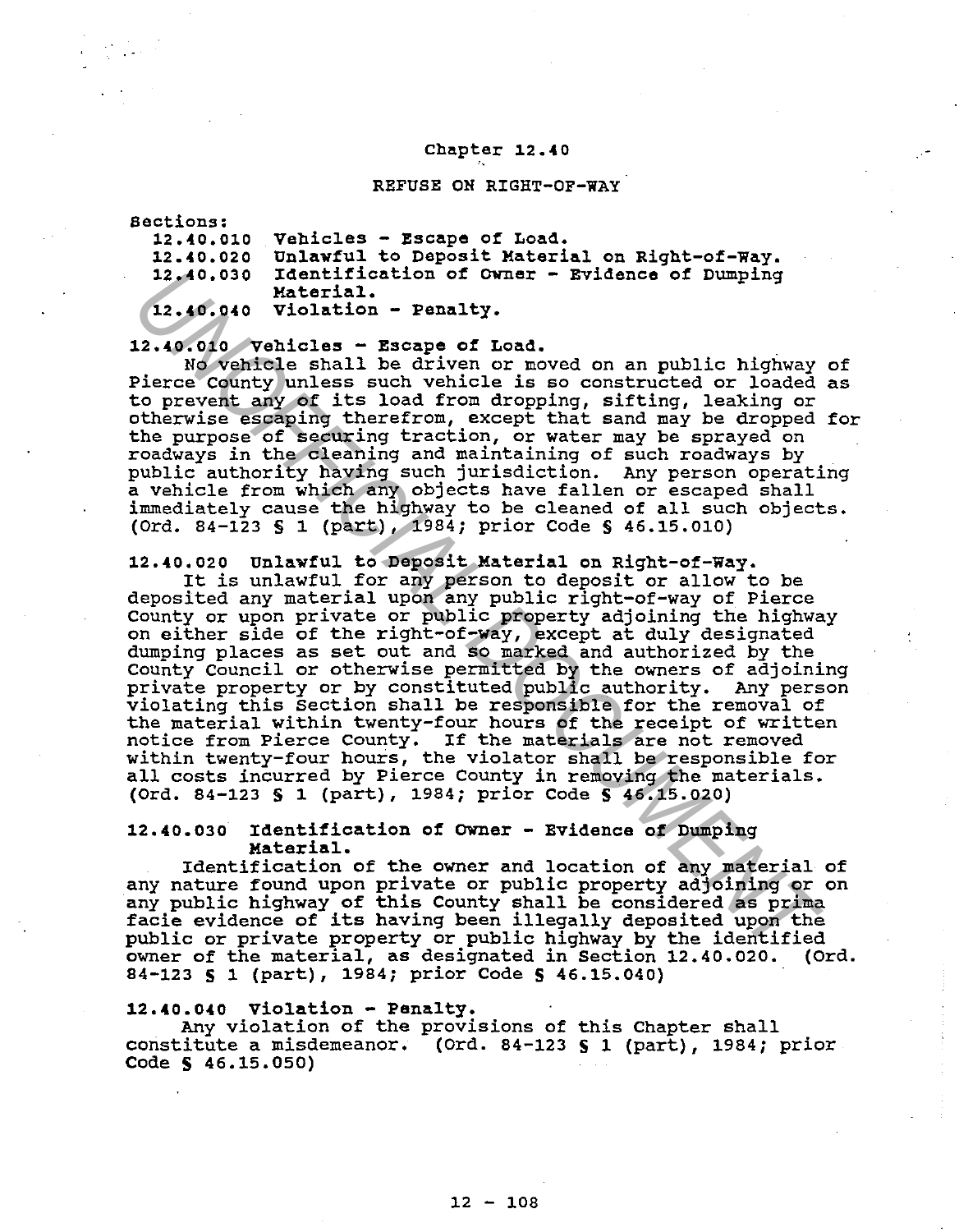# Chapter 12.40

## REFUSE ON RIGHT-OF-WAY

Sections:

| | |
|---|---|
| 12.40.010 | Vehicles - Escape of Load. |
| 12.40.020 | Unlawful to Deposit Material on Right-of-Way. |
| 12.40.030 | Identification of Owner - Evidence of Dumping Material. |
| 12.40.040 | Violation - Penalty. |

**12.40.010 Vehicles - Escape of Load.**

No vehicle shall be driven or moved on an public highway of Pierce County unless such vehicle is so constructed or loaded as to prevent any of its load from dropping, sifting, leaking or otherwise escaping therefrom, except that sand may be dropped for the purpose of securing traction, or water may be sprayed on roadways in the cleaning and maintaining of such roadways by public authority having such jurisdiction. Any person operating a vehicle from which any objects have fallen or escaped shall immediately cause the highway to be cleaned of all such objects. (Ord. 84-123 § 1 (part), 1984; prior Code § 46.15.010)

**12.40.020 Unlawful to Deposit Material on Right-of-Way.**

It is unlawful for any person to deposit or allow to be deposited any material upon any public right-of-way of Pierce County or upon private or public property adjoining the highway on either side of the right-of-way, except at duly designated dumping places as set out and so marked and authorized by the County Council or otherwise permitted by the owners of adjoining private property or by constituted public authority. Any person violating this Section shall be responsible for the removal of the material within twenty-four hours of the receipt of written notice from Pierce County. If the materials are not removed within twenty-four hours, the violator shall be responsible for all costs incurred by Pierce County in removing the materials. (Ord. 84-123 § 1 (part), 1984; prior Code § 46.15.020)

**12.40.030 Identification of Owner - Evidence of Dumping Material.**

Identification of the owner and location of any material of any nature found upon private or public property adjoining or on any public highway of this County shall be considered as prima facie evidence of its having been illegally deposited upon the public or private property or public highway by the identified owner of the material, as designated in Section 12.40.020. (Ord. 84-123 § 1 (part), 1984; prior Code § 46.15.040)

**12.40.040 Violation - Penalty.**

Any violation of the provisions of this Chapter shall constitute a misdemeanor. (Ord. 84-123 § 1 (part), 1984; prior Code § 46.15.050)